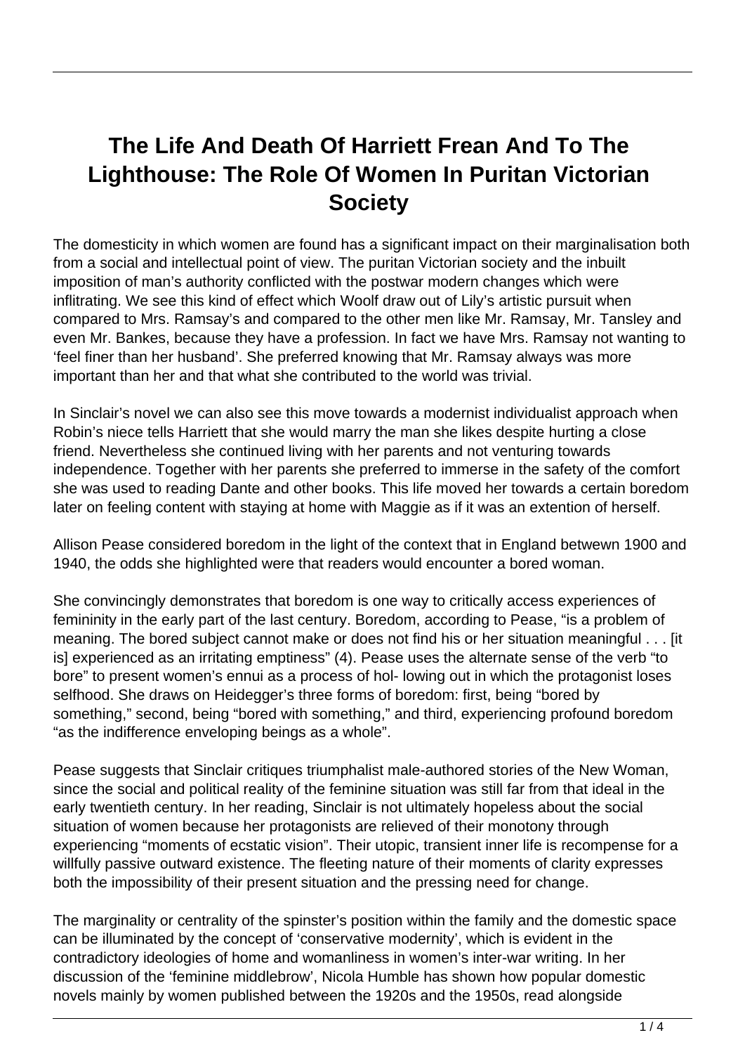# The Life And Death Of Harriett Frean And To The Lighthouse: The Role Of Women In Puritan Victorian Society

The domesticity in which women are found has a significant impact on their marginalisation both from a social and intellectual point of view. The puritan Victorian society and the inbuilt imposition of man's authority conflicted with the postwar modern changes which were inflitrating. We see this kind of effect which Woolf draw out of Lily's artistic pursuit when compared to Mrs. Ramsay's and compared to the other men like Mr. Ramsay, Mr. Tansley and even Mr. Bankes, because they have a profession. In fact we have Mrs. Ramsay not wanting to 'feel finer than her husband'. She preferred knowing that Mr. Ramsay always was more important than her and that what she contributed to the world was trivial.

In Sinclair's novel we can also see this move towards a modernist individualist approach when Robin's niece tells Harriett that she would marry the man she likes despite hurting a close friend. Nevertheless she continued living with her parents and not venturing towards independence. Together with her parents she preferred to immerse in the safety of the comfort she was used to reading Dante and other books. This life moved her towards a certain boredom later on feeling content with staying at home with Maggie as if it was an extention of herself.

Allison Pease considered boredom in the light of the context that in England betwewn 1900 and 1940, the odds she highlighted were that readers would encounter a bored woman.

She convincingly demonstrates that boredom is one way to critically access experiences of femininity in the early part of the last century. Boredom, according to Pease, "is a problem of meaning. The bored subject cannot make or does not find his or her situation meaningful . . . [it is] experienced as an irritating emptiness" (4). Pease uses the alternate sense of the verb "to bore" to present women's ennui as a process of hol- lowing out in which the protagonist loses selfhood. She draws on Heidegger's three forms of boredom: first, being "bored by something," second, being "bored with something," and third, experiencing profound boredom "as the indifference enveloping beings as a whole".

Pease suggests that Sinclair critiques triumphalist male-authored stories of the New Woman, since the social and political reality of the feminine situation was still far from that ideal in the early twentieth century. In her reading, Sinclair is not ultimately hopeless about the social situation of women because her protagonists are relieved of their monotony through experiencing "moments of ecstatic vision". Their utopic, transient inner life is recompense for a willfully passive outward existence. The fleeting nature of their moments of clarity expresses both the impossibility of their present situation and the pressing need for change.

The marginality or centrality of the spinster's position within the family and the domestic space can be illuminated by the concept of 'conservative modernity', which is evident in the contradictory ideologies of home and womanliness in women's inter-war writing. In her discussion of the 'feminine middlebrow', Nicola Humble has shown how popular domestic novels mainly by women published between the 1920s and the 1950s, read alongside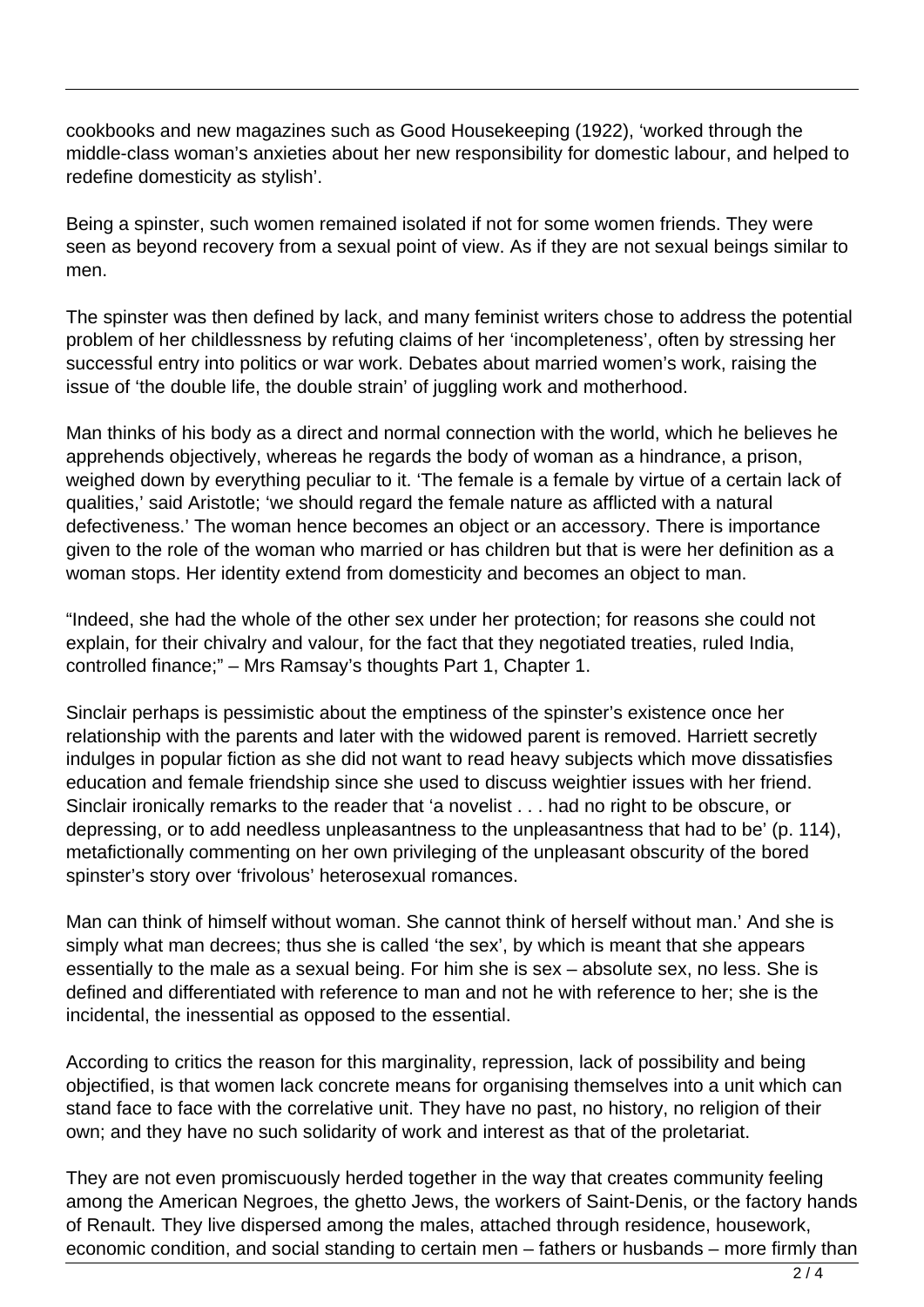cookbooks and new magazines such as Good Housekeeping (1922), 'worked through the middle-class woman's anxieties about her new responsibility for domestic labour, and helped to redefine domesticity as stylish'.

Being a spinster, such women remained isolated if not for some women friends. They were seen as beyond recovery from a sexual point of view. As if they are not sexual beings similar to men.

The spinster was then defined by lack, and many feminist writers chose to address the potential problem of her childlessness by refuting claims of her 'incompleteness', often by stressing her successful entry into politics or war work. Debates about married women's work, raising the issue of 'the double life, the double strain' of juggling work and motherhood.

Man thinks of his body as a direct and normal connection with the world, which he believes he apprehends objectively, whereas he regards the body of woman as a hindrance, a prison, weighed down by everything peculiar to it. 'The female is a female by virtue of a certain lack of qualities,' said Aristotle; 'we should regard the female nature as afflicted with a natural defectiveness.' The woman hence becomes an object or an accessory. There is importance given to the role of the woman who married or has children but that is were her definition as a woman stops. Her identity extend from domesticity and becomes an object to man.

"Indeed, she had the whole of the other sex under her protection; for reasons she could not explain, for their chivalry and valour, for the fact that they negotiated treaties, ruled India, controlled finance;" – Mrs Ramsay's thoughts Part 1, Chapter 1.

Sinclair perhaps is pessimistic about the emptiness of the spinster's existence once her relationship with the parents and later with the widowed parent is removed. Harriett secretly indulges in popular fiction as she did not want to read heavy subjects which move dissatisfies education and female friendship since she used to discuss weightier issues with her friend. Sinclair ironically remarks to the reader that 'a novelist . . . had no right to be obscure, or depressing, or to add needless unpleasantness to the unpleasantness that had to be' (p. 114), metafictionally commenting on her own privileging of the unpleasant obscurity of the bored spinster's story over 'frivolous' heterosexual romances.

Man can think of himself without woman. She cannot think of herself without man.' And she is simply what man decrees; thus she is called 'the sex', by which is meant that she appears essentially to the male as a sexual being. For him she is sex – absolute sex, no less. She is defined and differentiated with reference to man and not he with reference to her; she is the incidental, the inessential as opposed to the essential.

According to critics the reason for this marginality, repression, lack of possibility and being objectified, is that women lack concrete means for organising themselves into a unit which can stand face to face with the correlative unit. They have no past, no history, no religion of their own; and they have no such solidarity of work and interest as that of the proletariat.

They are not even promiscuously herded together in the way that creates community feeling among the American Negroes, the ghetto Jews, the workers of Saint-Denis, or the factory hands of Renault. They live dispersed among the males, attached through residence, housework, economic condition, and social standing to certain men – fathers or husbands – more firmly than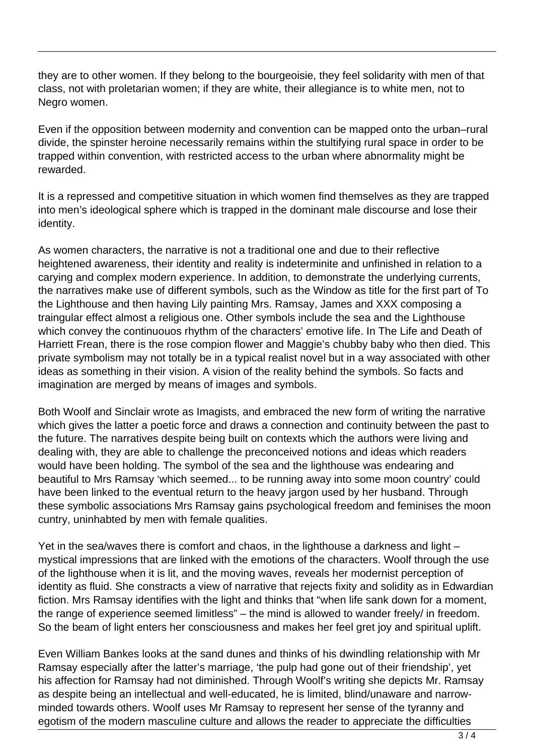they are to other women. If they belong to the bourgeoisie, they feel solidarity with men of that class, not with proletarian women; if they are white, their allegiance is to white men, not to Negro women.

Even if the opposition between modernity and convention can be mapped onto the urban–rural divide, the spinster heroine necessarily remains within the stultifying rural space in order to be trapped within convention, with restricted access to the urban where abnormality might be rewarded.

It is a repressed and competitive situation in which women find themselves as they are trapped into men's ideological sphere which is trapped in the dominant male discourse and lose their identity.

As women characters, the narrative is not a traditional one and due to their reflective heightened awareness, their identity and reality is indeterminite and unfinished in relation to a carying and complex modern experience. In addition, to demonstrate the underlying currents, the narratives make use of different symbols, such as the Window as title for the first part of To the Lighthouse and then having Lily painting Mrs. Ramsay, James and XXX composing a traingular effect almost a religious one. Other symbols include the sea and the Lighthouse which convey the continuouos rhythm of the characters' emotive life. In The Life and Death of Harriett Frean, there is the rose compion flower and Maggie's chubby baby who then died. This private symbolism may not totally be in a typical realist novel but in a way associated with other ideas as something in their vision. A vision of the reality behind the symbols. So facts and imagination are merged by means of images and symbols.

Both Woolf and Sinclair wrote as Imagists, and embraced the new form of writing the narrative which gives the latter a poetic force and draws a connection and continuity between the past to the future. The narratives despite being built on contexts which the authors were living and dealing with, they are able to challenge the preconceived notions and ideas which readers would have been holding. The symbol of the sea and the lighthouse was endearing and beautiful to Mrs Ramsay 'which seemed... to be running away into some moon country' could have been linked to the eventual return to the heavy jargon used by her husband. Through these symbolic associations Mrs Ramsay gains psychological freedom and feminises the moon cuntry, uninhabted by men with female qualities.

Yet in the sea/waves there is comfort and chaos, in the lighthouse a darkness and light – mystical impressions that are linked with the emotions of the characters. Woolf through the use of the lighthouse when it is lit, and the moving waves, reveals her modernist perception of identity as fluid. She constracts a view of narrative that rejects fixity and solidity as in Edwardian fiction. Mrs Ramsay identifies with the light and thinks that "when life sank down for a moment, the range of experience seemed limitless" – the mind is allowed to wander freely/ in freedom. So the beam of light enters her consciousness and makes her feel gret joy and spiritual uplift.

Even William Bankes looks at the sand dunes and thinks of his dwindling relationship with Mr Ramsay especially after the latter's marriage, 'the pulp had gone out of their friendship', yet his affection for Ramsay had not diminished. Through Woolf's writing she depicts Mr. Ramsay as despite being an intellectual and well-educated, he is limited, blind/unaware and narrow-minded towards others. Woolf uses Mr Ramsay to represent her sense of the tyranny and egotism of the modern masculine culture and allows the reader to appreciate the difficulties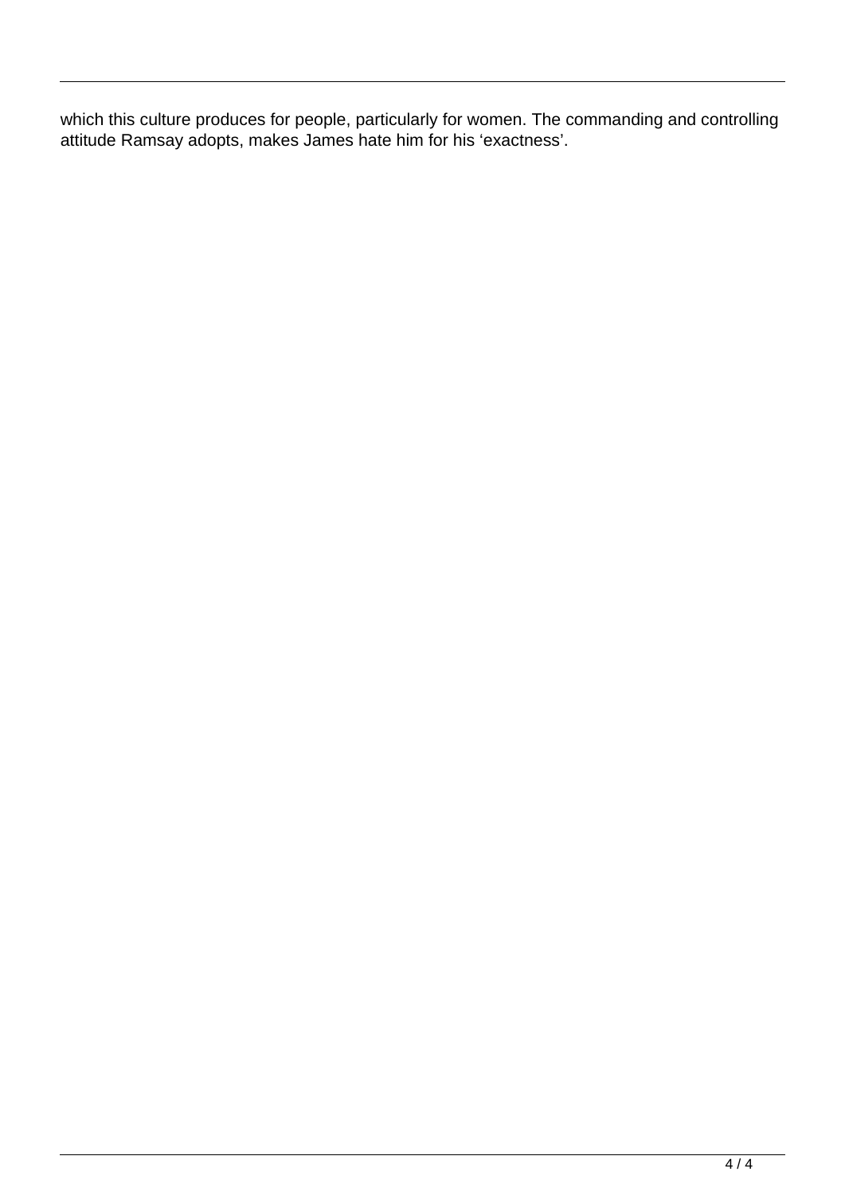which this culture produces for people, particularly for women. The commanding and controlling attitude Ramsay adopts, makes James hate him for his ‘exactness’.